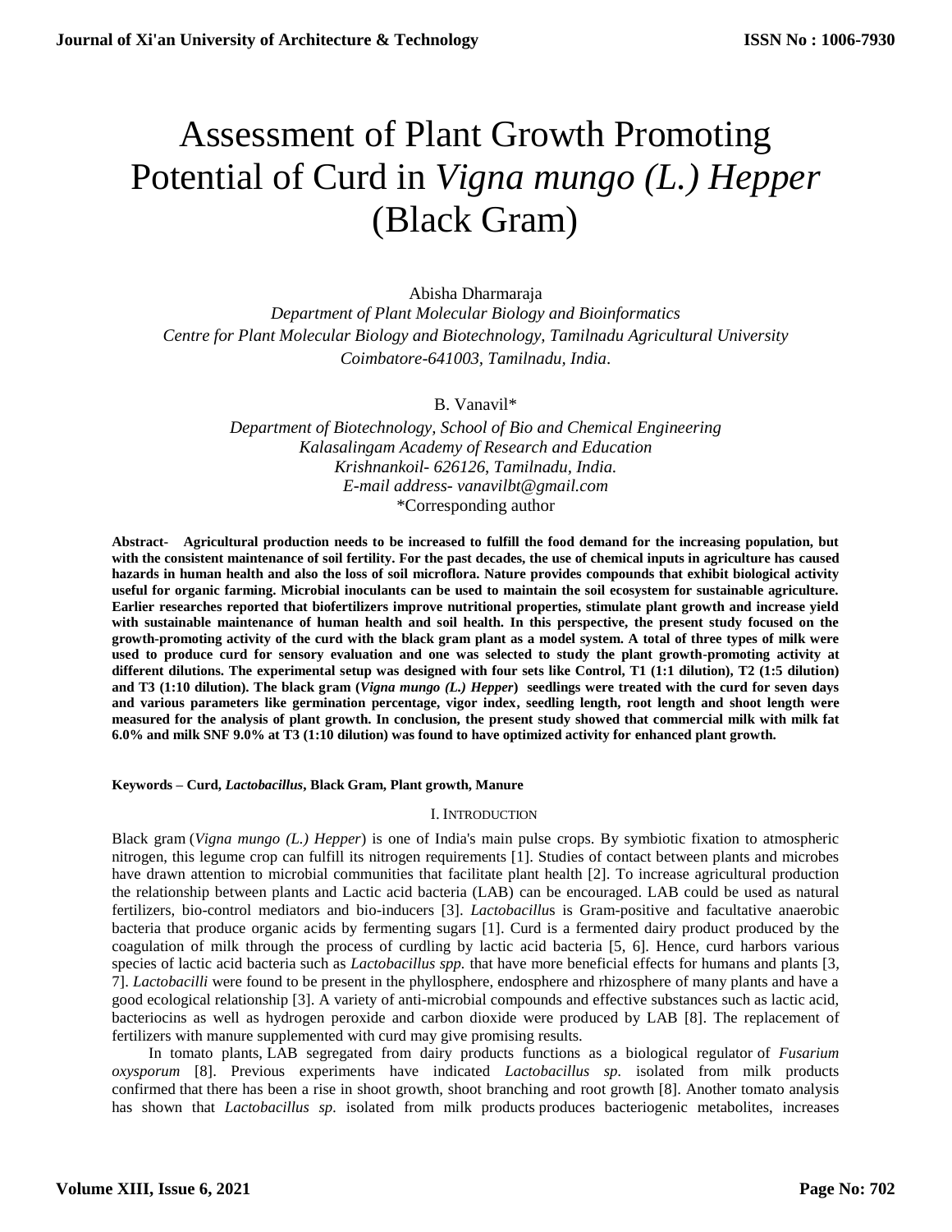# Assessment of Plant Growth Promoting Potential of Curd in *Vigna mungo (L.) Hepper* (Black Gram)

Abisha Dharmaraja

*Department of Plant Molecular Biology and Bioinformatics*
*Centre for Plant Molecular Biology and Biotechnology, Tamilnadu Agricultural University*
*Coimbatore-641003, Tamilnadu, India.*

B. Vanavil*

*Department of Biotechnology, School of Bio and Chemical Engineering*
*Kalasalingam Academy of Research and Education*
*Krishnankoil- 626126, Tamilnadu, India.*
*E-mail address- vanavilbt@gmail.com*
*Corresponding author

**Abstract- Agricultural production needs to be increased to fulfill the food demand for the increasing population, but with the consistent maintenance of soil fertility. For the past decades, the use of chemical inputs in agriculture has caused hazards in human health and also the loss of soil microflora. Nature provides compounds that exhibit biological activity useful for organic farming. Microbial inoculants can be used to maintain the soil ecosystem for sustainable agriculture. Earlier researches reported that biofertilizers improve nutritional properties, stimulate plant growth and increase yield with sustainable maintenance of human health and soil health. In this perspective, the present study focused on the growth-promoting activity of the curd with the black gram plant as a model system. A total of three types of milk were used to produce curd for sensory evaluation and one was selected to study the plant growth-promoting activity at different dilutions. The experimental setup was designed with four sets like Control, T1 (1:1 dilution), T2 (1:5 dilution) and T3 (1:10 dilution). The black gram (*Vigna mungo (L.) Hepper*) seedlings were treated with the curd for seven days and various parameters like germination percentage, vigor index, seedling length, root length and shoot length were measured for the analysis of plant growth. In conclusion, the present study showed that commercial milk with milk fat 6.0% and milk SNF 9.0% at T3 (1:10 dilution) was found to have optimized activity for enhanced plant growth.**

**Keywords – Curd, *Lactobacillus*, Black Gram, Plant growth, Manure**

## I. Introduction

Black gram (*Vigna mungo (L.) Hepper*) is one of India's main pulse crops. By symbiotic fixation to atmospheric nitrogen, this legume crop can fulfill its nitrogen requirements [1]. Studies of contact between plants and microbes have drawn attention to microbial communities that facilitate plant health [2]. To increase agricultural production the relationship between plants and Lactic acid bacteria (LAB) can be encouraged. LAB could be used as natural fertilizers, bio-control mediators and bio-inducers [3]. *Lactobacillus* is Gram-positive and facultative anaerobic bacteria that produce organic acids by fermenting sugars [1]. Curd is a fermented dairy product produced by the coagulation of milk through the process of curdling by lactic acid bacteria [5, 6]. Hence, curd harbors various species of lactic acid bacteria such as *Lactobacillus spp.* that have more beneficial effects for humans and plants [3, 7]. *Lactobacilli* were found to be present in the phyllosphere, endosphere and rhizosphere of many plants and have a good ecological relationship [3]. A variety of anti-microbial compounds and effective substances such as lactic acid, bacteriocins as well as hydrogen peroxide and carbon dioxide were produced by LAB [8]. The replacement of fertilizers with manure supplemented with curd may give promising results.

In tomato plants, LAB segregated from dairy products functions as a biological regulator of *Fusarium oxysporum* [8]. Previous experiments have indicated *Lactobacillus sp.* isolated from milk products confirmed that there has been a rise in shoot growth, shoot branching and root growth [8]. Another tomato analysis has shown that *Lactobacillus sp.* isolated from milk products produces bacteriogenic metabolites, increases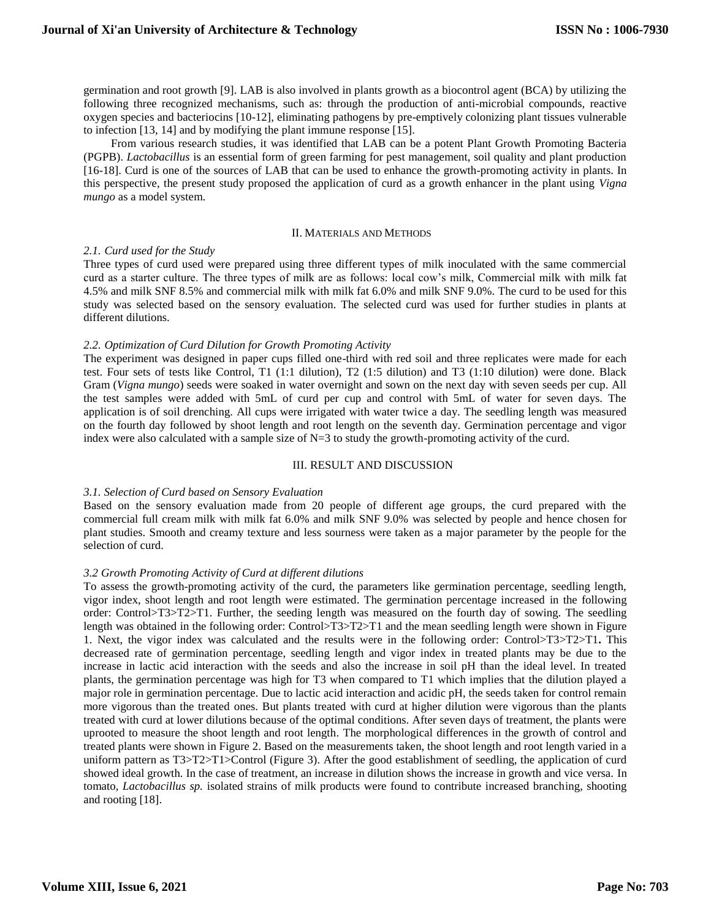germination and root growth [9]. LAB is also involved in plants growth as a biocontrol agent (BCA) by utilizing the following three recognized mechanisms, such as: through the production of anti-microbial compounds, reactive oxygen species and bacteriocins [10-12], eliminating pathogens by pre-emptively colonizing plant tissues vulnerable to infection [13, 14] and by modifying the plant immune response [15].

From various research studies, it was identified that LAB can be a potent Plant Growth Promoting Bacteria (PGPB). *Lactobacillus* is an essential form of green farming for pest management, soil quality and plant production [16-18]. Curd is one of the sources of LAB that can be used to enhance the growth-promoting activity in plants. In this perspective, the present study proposed the application of curd as a growth enhancer in the plant using *Vigna mungo* as a model system.

## II. Materials and Methods

### *2.1. Curd used for the Study*

Three types of curd used were prepared using three different types of milk inoculated with the same commercial curd as a starter culture. The three types of milk are as follows: local cow's milk, Commercial milk with milk fat 4.5% and milk SNF 8.5% and commercial milk with milk fat 6.0% and milk SNF 9.0%. The curd to be used for this study was selected based on the sensory evaluation. The selected curd was used for further studies in plants at different dilutions.

### *2.2. Optimization of Curd Dilution for Growth Promoting Activity*

The experiment was designed in paper cups filled one-third with red soil and three replicates were made for each test. Four sets of tests like Control, T1 (1:1 dilution), T2 (1:5 dilution) and T3 (1:10 dilution) were done. Black Gram (*Vigna mungo*) seeds were soaked in water overnight and sown on the next day with seven seeds per cup. All the test samples were added with 5mL of curd per cup and control with 5mL of water for seven days. The application is of soil drenching. All cups were irrigated with water twice a day. The seedling length was measured on the fourth day followed by shoot length and root length on the seventh day. Germination percentage and vigor index were also calculated with a sample size of N=3 to study the growth-promoting activity of the curd.

## III. RESULT AND DISCUSSION

### *3.1. Selection of Curd based on Sensory Evaluation*

Based on the sensory evaluation made from 20 people of different age groups, the curd prepared with the commercial full cream milk with milk fat 6.0% and milk SNF 9.0% was selected by people and hence chosen for plant studies. Smooth and creamy texture and less sourness were taken as a major parameter by the people for the selection of curd.

### *3.2 Growth Promoting Activity of Curd at different dilutions*

To assess the growth-promoting activity of the curd, the parameters like germination percentage, seedling length, vigor index, shoot length and root length were estimated. The germination percentage increased in the following order: Control>T3>T2>T1. Further, the seeding length was measured on the fourth day of sowing. The seedling length was obtained in the following order: Control>T3>T2>T1 and the mean seedling length were shown in Figure 1. Next, the vigor index was calculated and the results were in the following order: Control>T3>T2>T1**.** This decreased rate of germination percentage, seedling length and vigor index in treated plants may be due to the increase in lactic acid interaction with the seeds and also the increase in soil pH than the ideal level. In treated plants, the germination percentage was high for T3 when compared to T1 which implies that the dilution played a major role in germination percentage. Due to lactic acid interaction and acidic pH, the seeds taken for control remain more vigorous than the treated ones. But plants treated with curd at higher dilution were vigorous than the plants treated with curd at lower dilutions because of the optimal conditions. After seven days of treatment, the plants were uprooted to measure the shoot length and root length. The morphological differences in the growth of control and treated plants were shown in Figure 2. Based on the measurements taken, the shoot length and root length varied in a uniform pattern as T3>T2>T1>Control (Figure 3). After the good establishment of seedling, the application of curd showed ideal growth. In the case of treatment, an increase in dilution shows the increase in growth and vice versa. In tomato, *Lactobacillus sp.* isolated strains of milk products were found to contribute increased branching, shooting and rooting [18].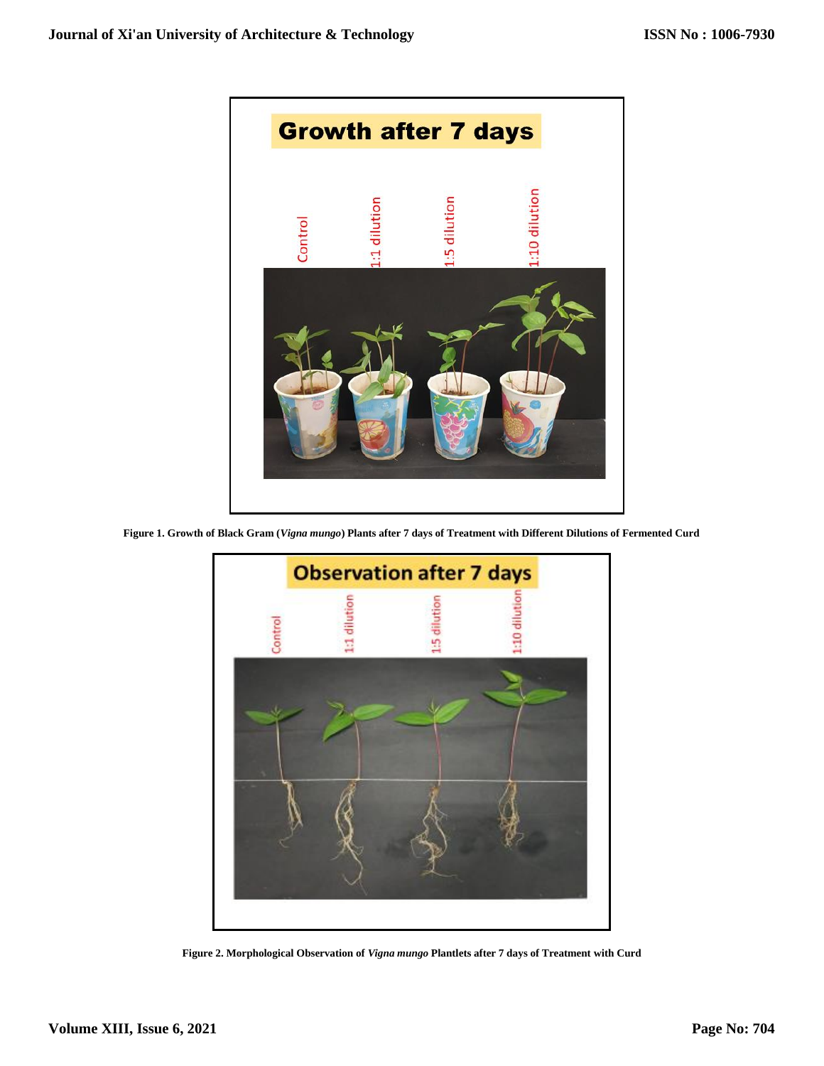**Figure 1. Growth of Black Gram (*Vigna mungo*) Plants after 7 days of Treatment with Different Dilutions of Fermented Curd**

**Figure 2. Morphological Observation of *Vigna mungo* Plantlets after 7 days of Treatment with Curd**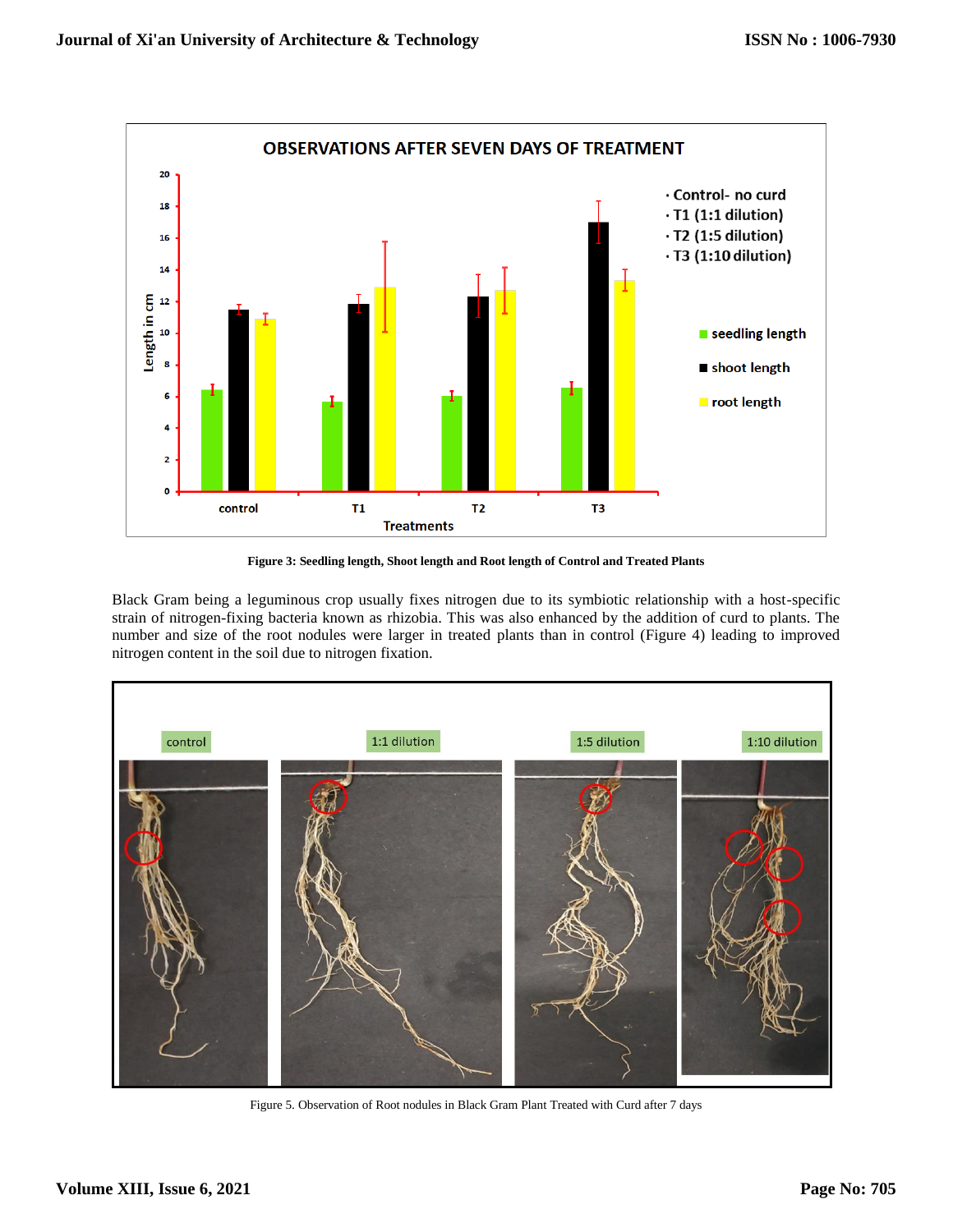Figure 3: Seedling length, Shoot length and Root length of Control and Treated Plants

Black Gram being a leguminous crop usually fixes nitrogen due to its symbiotic relationship with a host-specific strain of nitrogen-fixing bacteria known as rhizobia. This was also enhanced by the addition of curd to plants. The number and size of the root nodules were larger in treated plants than in control (Figure 4) leading to improved nitrogen content in the soil due to nitrogen fixation.

Figure 5. Observation of Root nodules in Black Gram Plant Treated with Curd after 7 days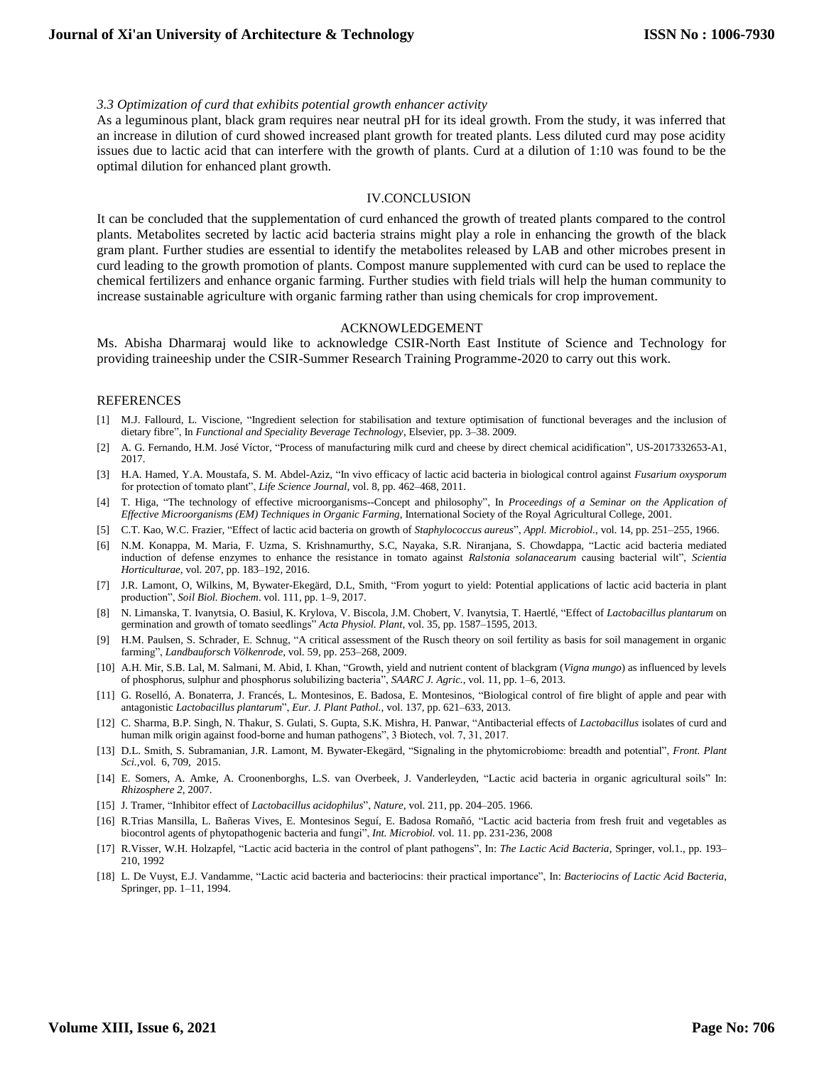*3.3 Optimization of curd that exhibits potential growth enhancer activity*

As a leguminous plant, black gram requires near neutral pH for its ideal growth. From the study, it was inferred that an increase in dilution of curd showed increased plant growth for treated plants. Less diluted curd may pose acidity issues due to lactic acid that can interfere with the growth of plants. Curd at a dilution of 1:10 was found to be the optimal dilution for enhanced plant growth.

## IV.CONCLUSION

It can be concluded that the supplementation of curd enhanced the growth of treated plants compared to the control plants. Metabolites secreted by lactic acid bacteria strains might play a role in enhancing the growth of the black gram plant. Further studies are essential to identify the metabolites released by LAB and other microbes present in curd leading to the growth promotion of plants. Compost manure supplemented with curd can be used to replace the chemical fertilizers and enhance organic farming. Further studies with field trials will help the human community to increase sustainable agriculture with organic farming rather than using chemicals for crop improvement.

## ACKNOWLEDGEMENT

Ms. Abisha Dharmaraj would like to acknowledge CSIR-North East Institute of Science and Technology for providing traineeship under the CSIR-Summer Research Training Programme-2020 to carry out this work.

## REFERENCES

[1] M.J. Fallourd, L. Viscione, "Ingredient selection for stabilisation and texture optimisation of functional beverages and the inclusion of dietary fibre", In *Functional and Speciality Beverage Technology*, Elsevier, pp. 3–38. 2009.

[2] A. G. Fernando, H.M. José Víctor, "Process of manufacturing milk curd and cheese by direct chemical acidification", US-2017332653-A1, 2017.

[3] H.A. Hamed, Y.A. Moustafa, S. M. Abdel-Aziz, "In vivo efficacy of lactic acid bacteria in biological control against *Fusarium oxysporum* for protection of tomato plant", *Life Science Journal*, vol. 8, pp. 462–468, 2011.

[4] T. Higa, "The technology of effective microorganisms--Concept and philosophy", In *Proceedings of a Seminar on the Application of Effective Microorganisms (EM) Techniques in Organic Farming*, International Society of the Royal Agricultural College, 2001.

[5] C.T. Kao, W.C. Frazier, "Effect of lactic acid bacteria on growth of *Staphylococcus aureus*", *Appl. Microbiol.*, vol. 14, pp. 251–255, 1966.

[6] N.M. Konappa, M. Maria, F. Uzma, S. Krishnamurthy, S.C, Nayaka, S.R. Niranjana, S. Chowdappa, "Lactic acid bacteria mediated induction of defense enzymes to enhance the resistance in tomato against *Ralstonia solanacearum* causing bacterial wilt", *Scientia Horticulturae*, vol. 207, pp. 183–192, 2016.

[7] J.R. Lamont, O, Wilkins, M, Bywater-Ekegärd, D.L, Smith, "From yogurt to yield: Potential applications of lactic acid bacteria in plant production", *Soil Biol. Biochem*. vol. 111, pp. 1–9, 2017.

[8] N. Limanska, T. Ivanytsia, O. Basiul, K. Krylova, V. Biscola, J.M. Chobert, V. Ivanytsia, T. Haertlé, "Effect of *Lactobacillus plantarum* on germination and growth of tomato seedlings" *Acta Physiol. Plant*, vol. 35, pp. 1587–1595, 2013.

[9] H.M. Paulsen, S. Schrader, E. Schnug, "A critical assessment of the Rusch theory on soil fertility as basis for soil management in organic farming", *Landbauforsch Völkenrode*, vol. 59, pp. 253–268, 2009.

[10] A.H. Mir, S.B. Lal, M. Salmani, M. Abid, I. Khan, "Growth, yield and nutrient content of blackgram (*Vigna mungo*) as influenced by levels of phosphorus, sulphur and phosphorus solubilizing bacteria", *SAARC J. Agric.*, vol. 11, pp. 1–6, 2013.

[11] G. Roselló, A. Bonaterra, J. Francés, L. Montesinos, E. Badosa, E. Montesinos, "Biological control of fire blight of apple and pear with antagonistic *Lactobacillus plantarum*", *Eur. J. Plant Pathol.*, vol. 137, pp. 621–633, 2013.

[12] C. Sharma, B.P. Singh, N. Thakur, S. Gulati, S. Gupta, S.K. Mishra, H. Panwar, "Antibacterial effects of *Lactobacillus* isolates of curd and human milk origin against food-borne and human pathogens", 3 Biotech, vol. 7, 31, 2017.

[13] D.L. Smith, S. Subramanian, J.R. Lamont, M. Bywater-Ekegärd, "Signaling in the phytomicrobiome: breadth and potential", *Front. Plant Sci.*,vol. 6, 709, 2015.

[14] E. Somers, A. Amke, A. Croonenborghs, L.S. van Overbeek, J. Vanderleyden, "Lactic acid bacteria in organic agricultural soils" In: *Rhizosphere 2*, 2007.

[15] J. Tramer, "Inhibitor effect of *Lactobacillus acidophilus*", *Nature*, vol. 211, pp. 204–205. 1966.

[16] R.Trias Mansilla, L. Bañeras Vives, E. Montesinos Seguí, E. Badosa Romañó, "Lactic acid bacteria from fresh fruit and vegetables as biocontrol agents of phytopathogenic bacteria and fungi", *Int. Microbiol.* vol. 11. pp. 231-236, 2008

[17] R.Visser, W.H. Holzapfel, "Lactic acid bacteria in the control of plant pathogens", In: *The Lactic Acid Bacteria*, Springer, vol.1., pp. 193–210, 1992

[18] L. De Vuyst, E.J. Vandamme, "Lactic acid bacteria and bacteriocins: their practical importance", In: *Bacteriocins of Lactic Acid Bacteria*, Springer, pp. 1–11, 1994.